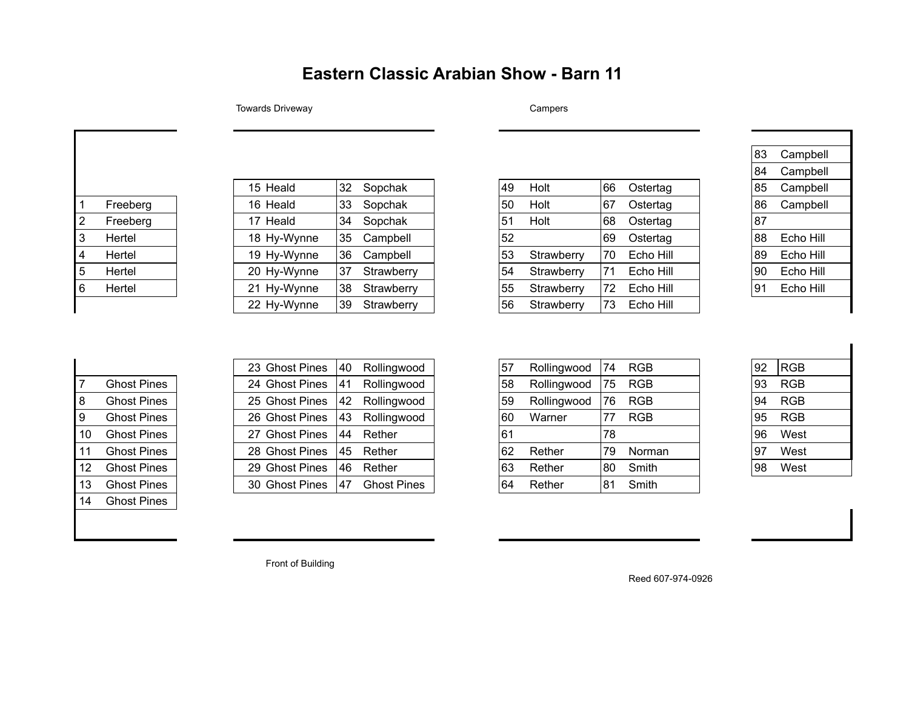# Eastern Classic Arabian Show - Barn 11

Towards Driveway

Campers

| Stall | Name |
|---|---|
| 1 | Freeberg |
| 2 | Freeberg |
| 3 | Hertel |
| 4 | Hertel |
| 5 | Hertel |
| 6 | Hertel |

| Stall | Name | Stall | Name |
|---|---|---|---|
| 15 | Heald | 32 | Sopchak |
| 16 | Heald | 33 | Sopchak |
| 17 | Heald | 34 | Sopchak |
| 18 | Hy-Wynne | 35 | Campbell |
| 19 | Hy-Wynne | 36 | Campbell |
| 20 | Hy-Wynne | 37 | Strawberry |
| 21 | Hy-Wynne | 38 | Strawberry |
| 22 | Hy-Wynne | 39 | Strawberry |

| Stall | Name | Stall | Name |
|---|---|---|---|
| 49 | Holt | 66 | Ostertag |
| 50 | Holt | 67 | Ostertag |
| 51 | Holt | 68 | Ostertag |
| 52 | | 69 | Ostertag |
| 53 | Strawberry | 70 | Echo Hill |
| 54 | Strawberry | 71 | Echo Hill |
| 55 | Strawberry | 72 | Echo Hill |
| 56 | Strawberry | 73 | Echo Hill |

| Stall | Name |
|---|---|
| 83 | Campbell |
| 84 | Campbell |
| 85 | Campbell |
| 86 | Campbell |
| 87 | |
| 88 | Echo Hill |
| 89 | Echo Hill |
| 90 | Echo Hill |
| 91 | Echo Hill |

| Stall | Name |
|---|---|
| 7 | Ghost Pines |
| 8 | Ghost Pines |
| 9 | Ghost Pines |
| 10 | Ghost Pines |
| 11 | Ghost Pines |
| 12 | Ghost Pines |
| 13 | Ghost Pines |
| 14 | Ghost Pines |

| Stall | Name | Stall | Name |
|---|---|---|---|
| 23 | Ghost Pines | 40 | Rollingwood |
| 24 | Ghost Pines | 41 | Rollingwood |
| 25 | Ghost Pines | 42 | Rollingwood |
| 26 | Ghost Pines | 43 | Rollingwood |
| 27 | Ghost Pines | 44 | Rether |
| 28 | Ghost Pines | 45 | Rether |
| 29 | Ghost Pines | 46 | Rether |
| 30 | Ghost Pines | 47 | Ghost Pines |

| Stall | Name | Stall | Name |
|---|---|---|---|
| 57 | Rollingwood | 74 | RGB |
| 58 | Rollingwood | 75 | RGB |
| 59 | Rollingwood | 76 | RGB |
| 60 | Warner | 77 | RGB |
| 61 | | 78 | |
| 62 | Rether | 79 | Norman |
| 63 | Rether | 80 | Smith |
| 64 | Rether | 81 | Smith |

| Stall | Name |
|---|---|
| 92 | RGB |
| 93 | RGB |
| 94 | RGB |
| 95 | RGB |
| 96 | West |
| 97 | West |
| 98 | West |

Front of Building

Reed 607-974-0926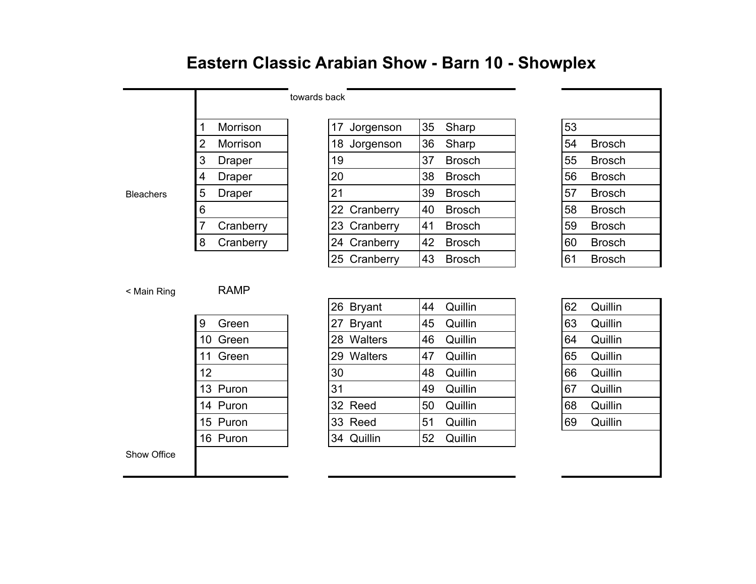# Eastern Classic Arabian Show - Barn 10 - Showplex

towards back

Bleachers

| | |
|---|---|
| 1 | Morrison |
| 2 | Morrison |
| 3 | Draper |
| 4 | Draper |
| 5 | Draper |
| 6 | |
| 7 | Cranberry |
| 8 | Cranberry |

| | | | |
|---|---|---|---|
| 17 | Jorgenson | 35 | Sharp |
| 18 | Jorgenson | 36 | Sharp |
| 19 | | 37 | Brosch |
| 20 | | 38 | Brosch |
| 21 | | 39 | Brosch |
| 22 | Cranberry | 40 | Brosch |
| 23 | Cranberry | 41 | Brosch |
| 24 | Cranberry | 42 | Brosch |
| 25 | Cranberry | 43 | Brosch |

| | |
|---|---|
| 53 | |
| 54 | Brosch |
| 55 | Brosch |
| 56 | Brosch |
| 57 | Brosch |
| 58 | Brosch |
| 59 | Brosch |
| 60 | Brosch |
| 61 | Brosch |

< Main Ring

RAMP

| | |
|---|---|
| 9 | Green |
| 10 | Green |
| 11 | Green |
| 12 | |
| 13 | Puron |
| 14 | Puron |
| 15 | Puron |
| 16 | Puron |

| | | | |
|---|---|---|---|
| 26 | Bryant | 44 | Quillin |
| 27 | Bryant | 45 | Quillin |
| 28 | Walters | 46 | Quillin |
| 29 | Walters | 47 | Quillin |
| 30 | | 48 | Quillin |
| 31 | | 49 | Quillin |
| 32 | Reed | 50 | Quillin |
| 33 | Reed | 51 | Quillin |
| 34 | Quillin | 52 | Quillin |

| | |
|---|---|
| 62 | Quillin |
| 63 | Quillin |
| 64 | Quillin |
| 65 | Quillin |
| 66 | Quillin |
| 67 | Quillin |
| 68 | Quillin |
| 69 | Quillin |

Show Office